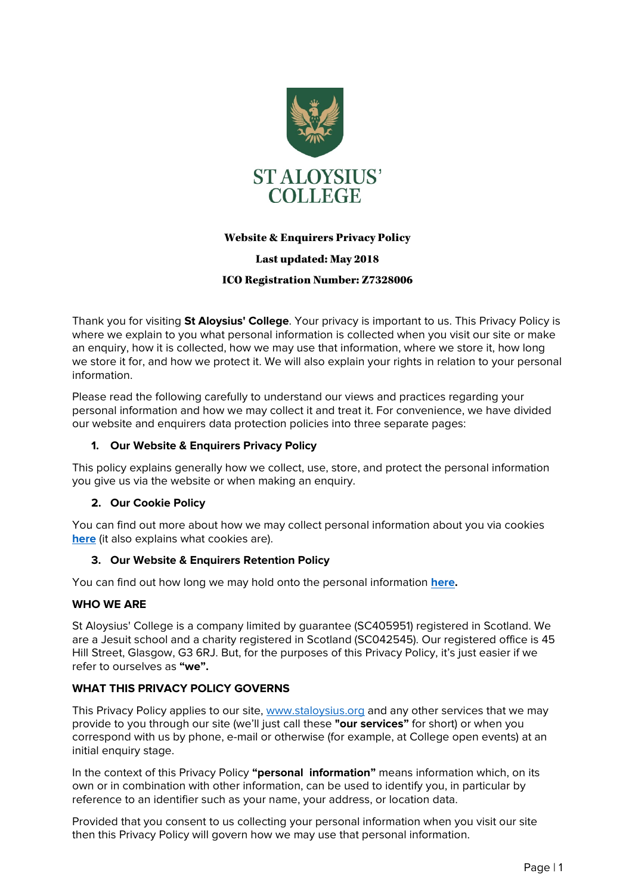ST ALOYSIUS' COLLEGE

# Website & Enquirers Privacy Policy

**Last updated: May 2018**

**ICO Registration Number: Z7328006**

Thank you for visiting **St Aloysius' College**. Your privacy is important to us. This Privacy Policy is where we explain to you what personal information is collected when you visit our site or make an enquiry, how it is collected, how we may use that information, where we store it, how long we store it for, and how we protect it. We will also explain your rights in relation to your personal information.

Please read the following carefully to understand our views and practices regarding your personal information and how we may collect it and treat it. For convenience, we have divided our website and enquirers data protection policies into three separate pages:

1. **Our Website & Enquirers Privacy Policy**

This policy explains generally how we collect, use, store, and protect the personal information you give us via the website or when making an enquiry.

2. **Our Cookie Policy**

You can find out more about how we may collect personal information about you via cookies **here** (it also explains what cookies are).

3. **Our Website & Enquirers Retention Policy**

You can find out how long we may hold onto the personal information **here.**

## WHO WE ARE

St Aloysius' College is a company limited by guarantee (SC405951) registered in Scotland. We are a Jesuit school and a charity registered in Scotland (SC042545). Our registered office is 45 Hill Street, Glasgow, G3 6RJ. But, for the purposes of this Privacy Policy, it's just easier if we refer to ourselves as **"we".**

## WHAT THIS PRIVACY POLICY GOVERNS

This Privacy Policy applies to our site, www.staloysius.org and any other services that we may provide to you through our site (we'll just call these **"our services"** for short) or when you correspond with us by phone, e-mail or otherwise (for example, at College open events) at an initial enquiry stage.

In the context of this Privacy Policy **"personal information"** means information which, on its own or in combination with other information, can be used to identify you, in particular by reference to an identifier such as your name, your address, or location data.

Provided that you consent to us collecting your personal information when you visit our site then this Privacy Policy will govern how we may use that personal information.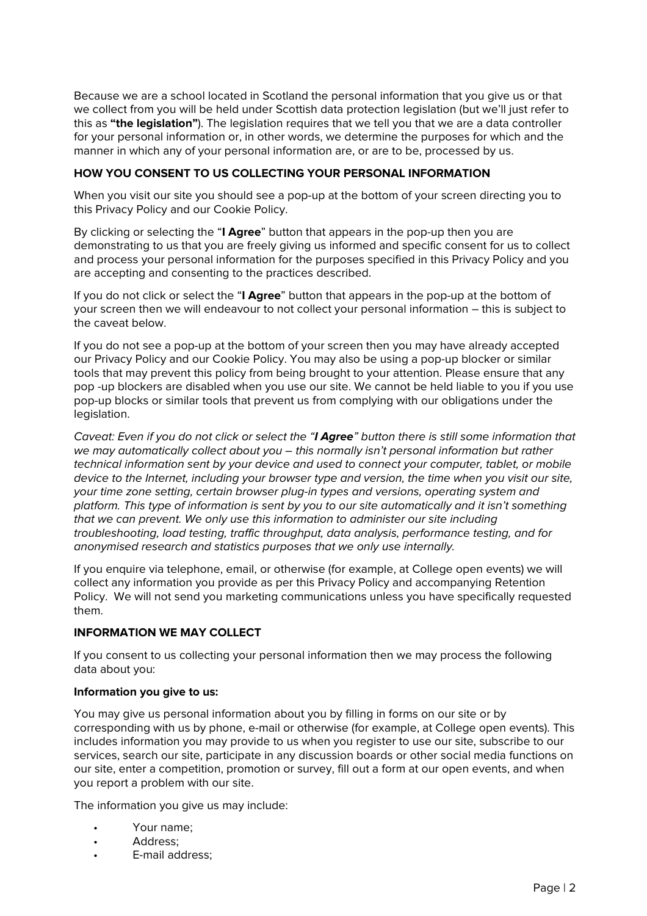Because we are a school located in Scotland the personal information that you give us or that we collect from you will be held under Scottish data protection legislation (but we'll just refer to this as **"the legislation"**). The legislation requires that we tell you that we are a data controller for your personal information or, in other words, we determine the purposes for which and the manner in which any of your personal information are, or are to be, processed by us.

## HOW YOU CONSENT TO US COLLECTING YOUR PERSONAL INFORMATION

When you visit our site you should see a pop-up at the bottom of your screen directing you to this Privacy Policy and our Cookie Policy.

By clicking or selecting the "**I Agree**" button that appears in the pop-up then you are demonstrating to us that you are freely giving us informed and specific consent for us to collect and process your personal information for the purposes specified in this Privacy Policy and you are accepting and consenting to the practices described.

If you do not click or select the "**I Agree**" button that appears in the pop-up at the bottom of your screen then we will endeavour to not collect your personal information – this is subject to the caveat below.

If you do not see a pop-up at the bottom of your screen then you may have already accepted our Privacy Policy and our Cookie Policy. You may also be using a pop-up blocker or similar tools that may prevent this policy from being brought to your attention. Please ensure that any pop -up blockers are disabled when you use our site. We cannot be held liable to you if you use pop-up blocks or similar tools that prevent us from complying with our obligations under the legislation.

*Caveat: Even if you do not click or select the "**I Agree**" button there is still some information that we may automatically collect about you – this normally isn't personal information but rather technical information sent by your device and used to connect your computer, tablet, or mobile device to the Internet, including your browser type and version, the time when you visit our site, your time zone setting, certain browser plug-in types and versions, operating system and platform. This type of information is sent by you to our site automatically and it isn't something that we can prevent. We only use this information to administer our site including troubleshooting, load testing, traffic throughput, data analysis, performance testing, and for anonymised research and statistics purposes that we only use internally.*

If you enquire via telephone, email, or otherwise (for example, at College open events) we will collect any information you provide as per this Privacy Policy and accompanying Retention Policy. We will not send you marketing communications unless you have specifically requested them.

## INFORMATION WE MAY COLLECT

If you consent to us collecting your personal information then we may process the following data about you:

**Information you give to us:**

You may give us personal information about you by filling in forms on our site or by corresponding with us by phone, e-mail or otherwise (for example, at College open events). This includes information you may provide to us when you register to use our site, subscribe to our services, search our site, participate in any discussion boards or other social media functions on our site, enter a competition, promotion or survey, fill out a form at our open events, and when you report a problem with our site.

The information you give us may include:

- Your name;
- Address;
- E-mail address;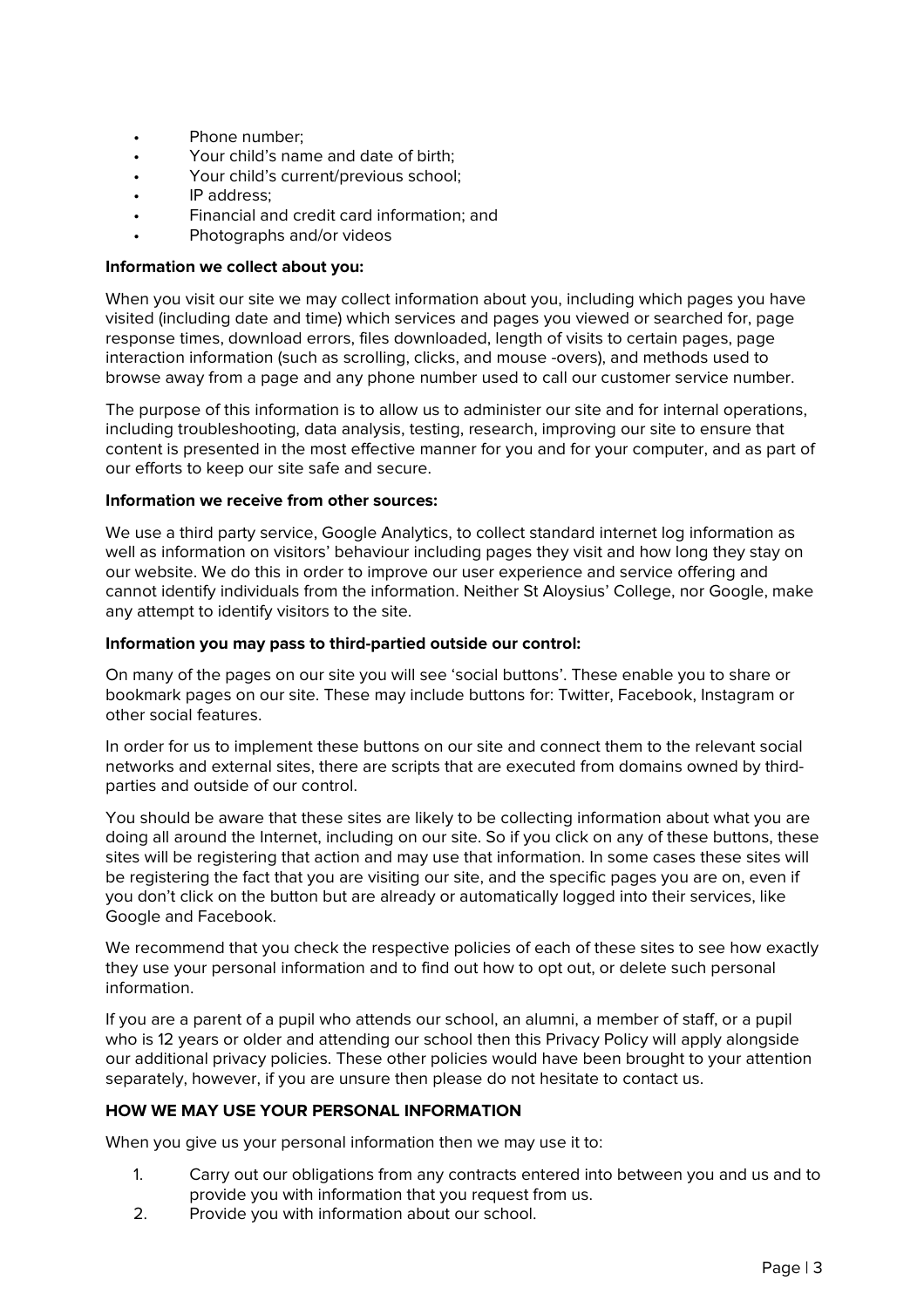- Phone number;
- Your child's name and date of birth;
- Your child's current/previous school;
- IP address;
- Financial and credit card information; and
- Photographs and/or videos

**Information we collect about you:**

When you visit our site we may collect information about you, including which pages you have visited (including date and time) which services and pages you viewed or searched for, page response times, download errors, files downloaded, length of visits to certain pages, page interaction information (such as scrolling, clicks, and mouse -overs), and methods used to browse away from a page and any phone number used to call our customer service number.

The purpose of this information is to allow us to administer our site and for internal operations, including troubleshooting, data analysis, testing, research, improving our site to ensure that content is presented in the most effective manner for you and for your computer, and as part of our efforts to keep our site safe and secure.

**Information we receive from other sources:**

We use a third party service, Google Analytics, to collect standard internet log information as well as information on visitors' behaviour including pages they visit and how long they stay on our website. We do this in order to improve our user experience and service offering and cannot identify individuals from the information. Neither St Aloysius' College, nor Google, make any attempt to identify visitors to the site.

**Information you may pass to third-partied outside our control:**

On many of the pages on our site you will see 'social buttons'. These enable you to share or bookmark pages on our site. These may include buttons for: Twitter, Facebook, Instagram or other social features.

In order for us to implement these buttons on our site and connect them to the relevant social networks and external sites, there are scripts that are executed from domains owned by third-parties and outside of our control.

You should be aware that these sites are likely to be collecting information about what you are doing all around the Internet, including on our site. So if you click on any of these buttons, these sites will be registering that action and may use that information. In some cases these sites will be registering the fact that you are visiting our site, and the specific pages you are on, even if you don't click on the button but are already or automatically logged into their services, like Google and Facebook.

We recommend that you check the respective policies of each of these sites to see how exactly they use your personal information and to find out how to opt out, or delete such personal information.

If you are a parent of a pupil who attends our school, an alumni, a member of staff, or a pupil who is 12 years or older and attending our school then this Privacy Policy will apply alongside our additional privacy policies. These other policies would have been brought to your attention separately, however, if you are unsure then please do not hesitate to contact us.

**HOW WE MAY USE YOUR PERSONAL INFORMATION**

When you give us your personal information then we may use it to:

1. Carry out our obligations from any contracts entered into between you and us and to provide you with information that you request from us.
2. Provide you with information about our school.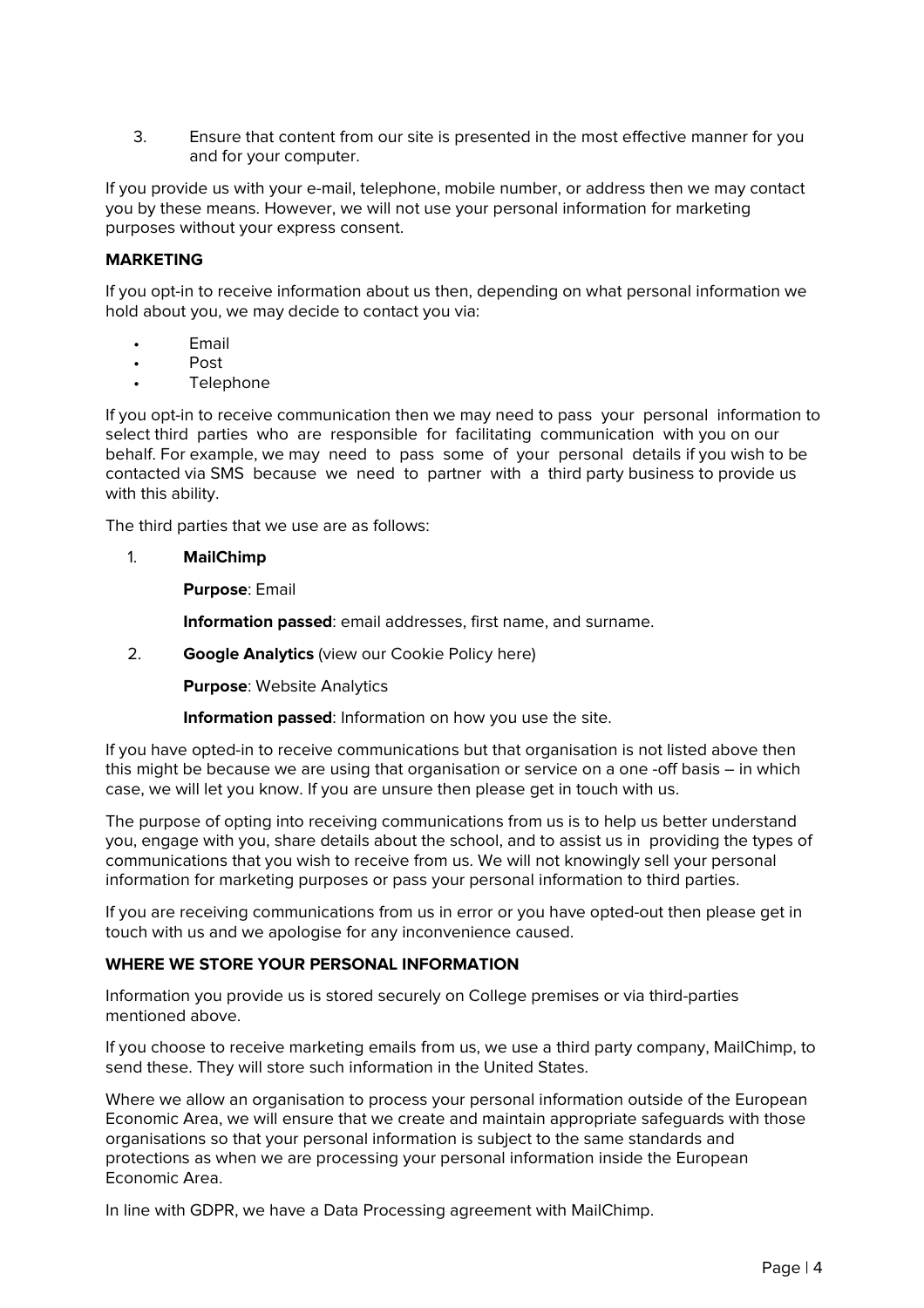3. Ensure that content from our site is presented in the most effective manner for you and for your computer.

If you provide us with your e-mail, telephone, mobile number, or address then we may contact you by these means. However, we will not use your personal information for marketing purposes without your express consent.

**MARKETING**

If you opt-in to receive information about us then, depending on what personal information we hold about you, we may decide to contact you via:

- Email
- Post
- Telephone

If you opt-in to receive communication then we may need to pass your personal information to select third parties who are responsible for facilitating communication with you on our behalf. For example, we may need to pass some of your personal details if you wish to be contacted via SMS because we need to partner with a third party business to provide us with this ability.

The third parties that we use are as follows:

1. **MailChimp**

   **Purpose**: Email

   **Information passed**: email addresses, first name, and surname.

2. **Google Analytics** (view our Cookie Policy here)

   **Purpose**: Website Analytics

   **Information passed**: Information on how you use the site.

If you have opted-in to receive communications but that organisation is not listed above then this might be because we are using that organisation or service on a one -off basis – in which case, we will let you know. If you are unsure then please get in touch with us.

The purpose of opting into receiving communications from us is to help us better understand you, engage with you, share details about the school, and to assist us in providing the types of communications that you wish to receive from us. We will not knowingly sell your personal information for marketing purposes or pass your personal information to third parties.

If you are receiving communications from us in error or you have opted-out then please get in touch with us and we apologise for any inconvenience caused.

**WHERE WE STORE YOUR PERSONAL INFORMATION**

Information you provide us is stored securely on College premises or via third-parties mentioned above.

If you choose to receive marketing emails from us, we use a third party company, MailChimp, to send these. They will store such information in the United States.

Where we allow an organisation to process your personal information outside of the European Economic Area, we will ensure that we create and maintain appropriate safeguards with those organisations so that your personal information is subject to the same standards and protections as when we are processing your personal information inside the European Economic Area.

In line with GDPR, we have a Data Processing agreement with MailChimp.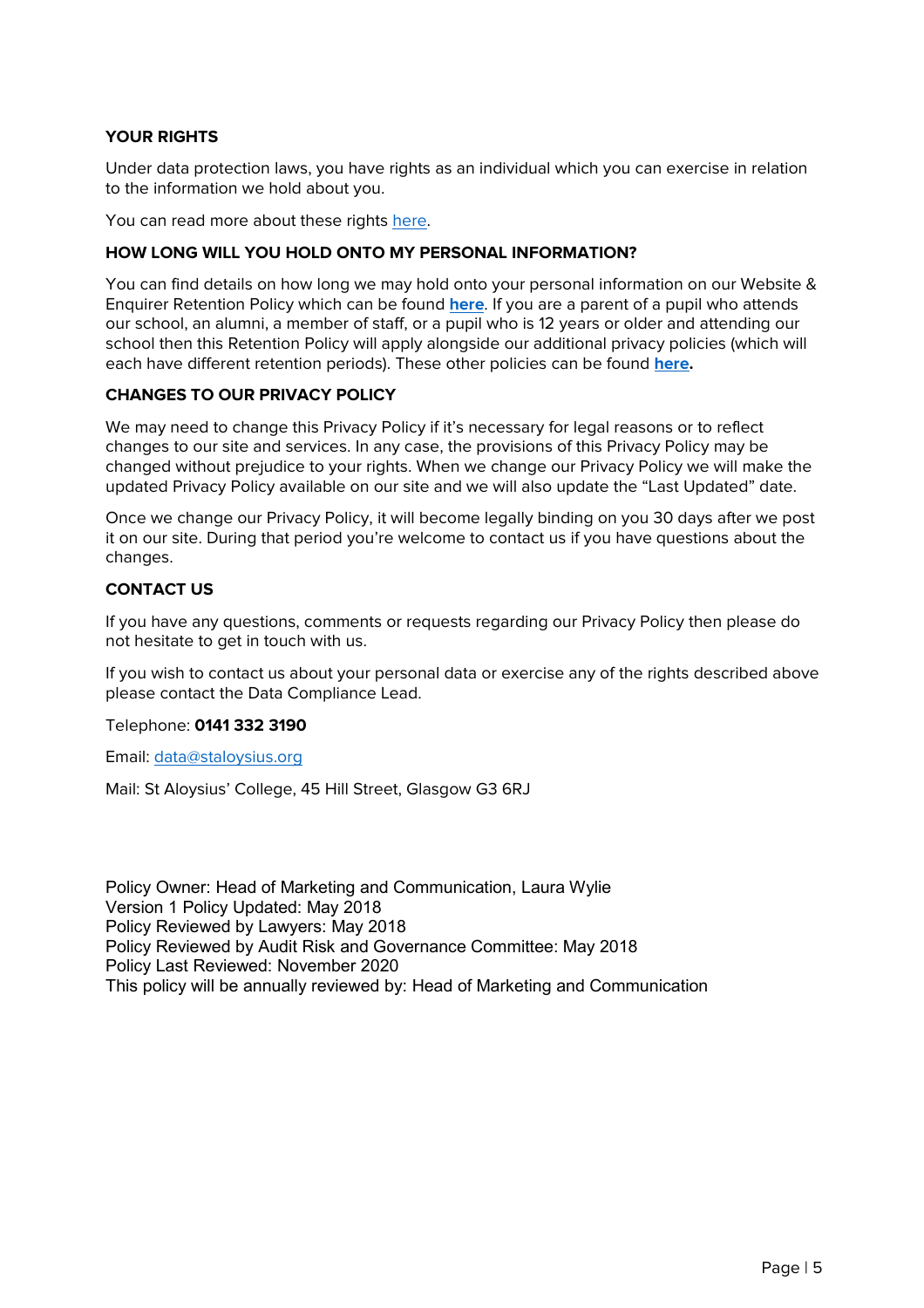## YOUR RIGHTS

Under data protection laws, you have rights as an individual which you can exercise in relation to the information we hold about you.

You can read more about these rights here.

## HOW LONG WILL YOU HOLD ONTO MY PERSONAL INFORMATION?

You can find details on how long we may hold onto your personal information on our Website & Enquirer Retention Policy which can be found **here**. If you are a parent of a pupil who attends our school, an alumni, a member of staff, or a pupil who is 12 years or older and attending our school then this Retention Policy will apply alongside our additional privacy policies (which will each have different retention periods). These other policies can be found **here.**

## CHANGES TO OUR PRIVACY POLICY

We may need to change this Privacy Policy if it's necessary for legal reasons or to reflect changes to our site and services. In any case, the provisions of this Privacy Policy may be changed without prejudice to your rights. When we change our Privacy Policy we will make the updated Privacy Policy available on our site and we will also update the "Last Updated" date.

Once we change our Privacy Policy, it will become legally binding on you 30 days after we post it on our site. During that period you're welcome to contact us if you have questions about the changes.

## CONTACT US

If you have any questions, comments or requests regarding our Privacy Policy then please do not hesitate to get in touch with us.

If you wish to contact us about your personal data or exercise any of the rights described above please contact the Data Compliance Lead.

Telephone: **0141 332 3190**

Email: data@staloysius.org

Mail: St Aloysius' College, 45 Hill Street, Glasgow G3 6RJ

Policy Owner: Head of Marketing and Communication, Laura Wylie
Version 1 Policy Updated: May 2018
Policy Reviewed by Lawyers: May 2018
Policy Reviewed by Audit Risk and Governance Committee: May 2018
Policy Last Reviewed: November 2020
This policy will be annually reviewed by: Head of Marketing and Communication